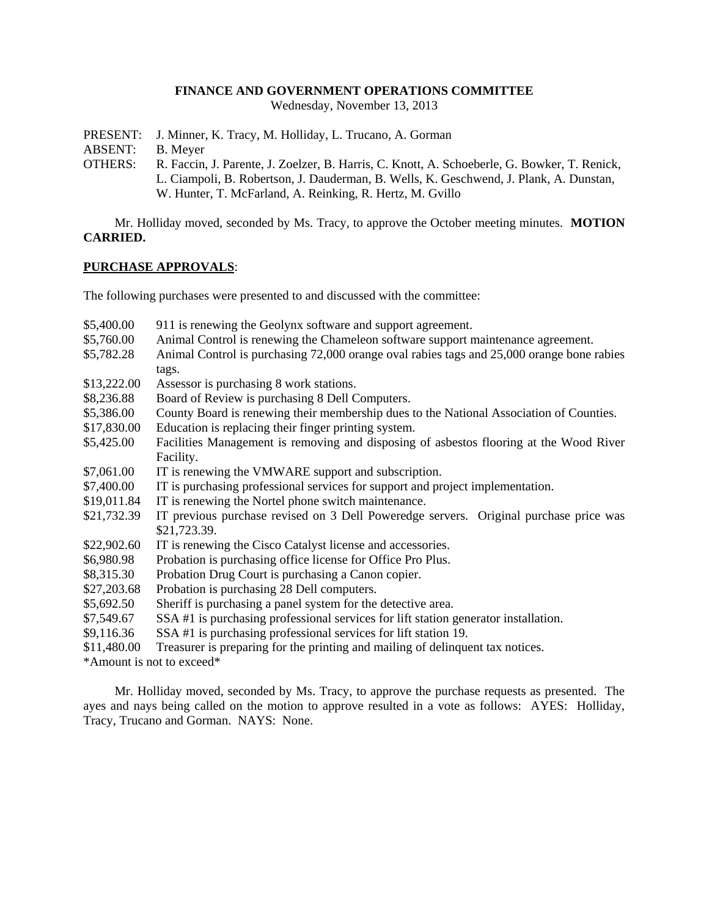**FINANCE AND GOVERNMENT OPERATIONS COMMITTEE**
Wednesday, November 13, 2013

PRESENT: J. Minner, K. Tracy, M. Holliday, L. Trucano, A. Gorman
ABSENT: B. Meyer
OTHERS: R. Faccin, J. Parente, J. Zoelzer, B. Harris, C. Knott, A. Schoeberle, G. Bowker, T. Renick, L. Ciampoli, B. Robertson, J. Dauderman, B. Wells, K. Geschwend, J. Plank, A. Dunstan, W. Hunter, T. McFarland, A. Reinking, R. Hertz, M. Gvillo

Mr. Holliday moved, seconded by Ms. Tracy, to approve the October meeting minutes. **MOTION CARRIED.**

**PURCHASE APPROVALS**:

The following purchases were presented to and discussed with the committee:

| | |
|---|---|
| $5,400.00 | 911 is renewing the Geolynx software and support agreement. |
| $5,760.00 | Animal Control is renewing the Chameleon software support maintenance agreement. |
| $5,782.28 | Animal Control is purchasing 72,000 orange oval rabies tags and 25,000 orange bone rabies tags. |
| $13,222.00 | Assessor is purchasing 8 work stations. |
| $8,236.88 | Board of Review is purchasing 8 Dell Computers. |
| $5,386.00 | County Board is renewing their membership dues to the National Association of Counties. |
| $17,830.00 | Education is replacing their finger printing system. |
| $5,425.00 | Facilities Management is removing and disposing of asbestos flooring at the Wood River Facility. |
| $7,061.00 | IT is renewing the VMWARE support and subscription. |
| $7,400.00 | IT is purchasing professional services for support and project implementation. |
| $19,011.84 | IT is renewing the Nortel phone switch maintenance. |
| $21,732.39 | IT previous purchase revised on 3 Dell Poweredge servers. Original purchase price was $21,723.39. |
| $22,902.60 | IT is renewing the Cisco Catalyst license and accessories. |
| $6,980.98 | Probation is purchasing office license for Office Pro Plus. |
| $8,315.30 | Probation Drug Court is purchasing a Canon copier. |
| $27,203.68 | Probation is purchasing 28 Dell computers. |
| $5,692.50 | Sheriff is purchasing a panel system for the detective area. |
| $7,549.67 | SSA #1 is purchasing professional services for lift station generator installation. |
| $9,116.36 | SSA #1 is purchasing professional services for lift station 19. |
| $11,480.00 | Treasurer is preparing for the printing and mailing of delinquent tax notices. |

*Amount is not to exceed*

Mr. Holliday moved, seconded by Ms. Tracy, to approve the purchase requests as presented. The ayes and nays being called on the motion to approve resulted in a vote as follows: AYES: Holliday, Tracy, Trucano and Gorman. NAYS: None.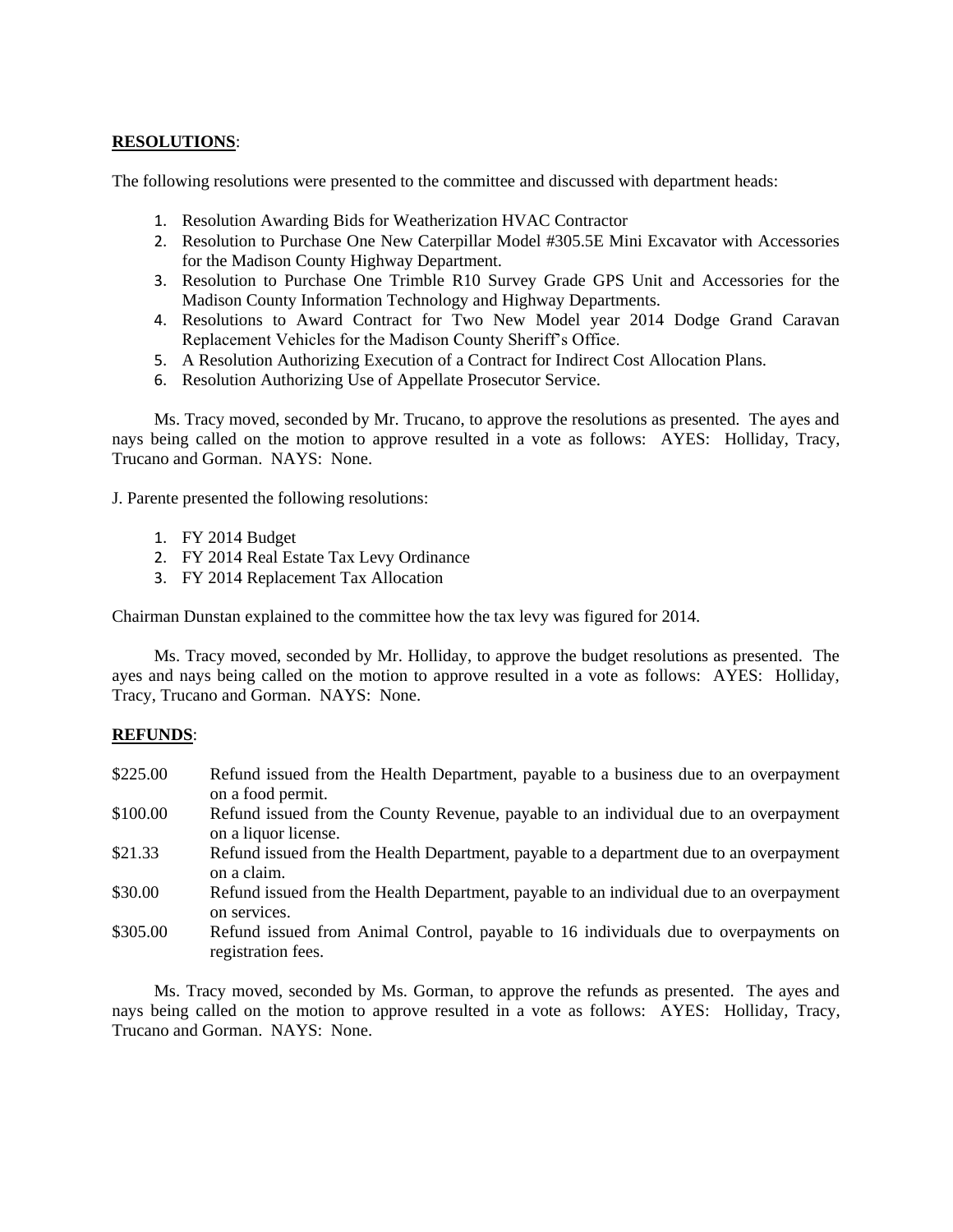**RESOLUTIONS**:

The following resolutions were presented to the committee and discussed with department heads:

1. Resolution Awarding Bids for Weatherization HVAC Contractor
2. Resolution to Purchase One New Caterpillar Model #305.5E Mini Excavator with Accessories for the Madison County Highway Department.
3. Resolution to Purchase One Trimble R10 Survey Grade GPS Unit and Accessories for the Madison County Information Technology and Highway Departments.
4. Resolutions to Award Contract for Two New Model year 2014 Dodge Grand Caravan Replacement Vehicles for the Madison County Sheriff's Office.
5. A Resolution Authorizing Execution of a Contract for Indirect Cost Allocation Plans.
6. Resolution Authorizing Use of Appellate Prosecutor Service.

Ms. Tracy moved, seconded by Mr. Trucano, to approve the resolutions as presented. The ayes and nays being called on the motion to approve resulted in a vote as follows: AYES: Holliday, Tracy, Trucano and Gorman. NAYS: None.

J. Parente presented the following resolutions:

1. FY 2014 Budget
2. FY 2014 Real Estate Tax Levy Ordinance
3. FY 2014 Replacement Tax Allocation

Chairman Dunstan explained to the committee how the tax levy was figured for 2014.

Ms. Tracy moved, seconded by Mr. Holliday, to approve the budget resolutions as presented. The ayes and nays being called on the motion to approve resulted in a vote as follows: AYES: Holliday, Tracy, Trucano and Gorman. NAYS: None.

**REFUNDS**:

$225.00 Refund issued from the Health Department, payable to a business due to an overpayment on a food permit.

$100.00 Refund issued from the County Revenue, payable to an individual due to an overpayment on a liquor license.

$21.33 Refund issued from the Health Department, payable to a department due to an overpayment on a claim.

$30.00 Refund issued from the Health Department, payable to an individual due to an overpayment on services.

$305.00 Refund issued from Animal Control, payable to 16 individuals due to overpayments on registration fees.

Ms. Tracy moved, seconded by Ms. Gorman, to approve the refunds as presented. The ayes and nays being called on the motion to approve resulted in a vote as follows: AYES: Holliday, Tracy, Trucano and Gorman. NAYS: None.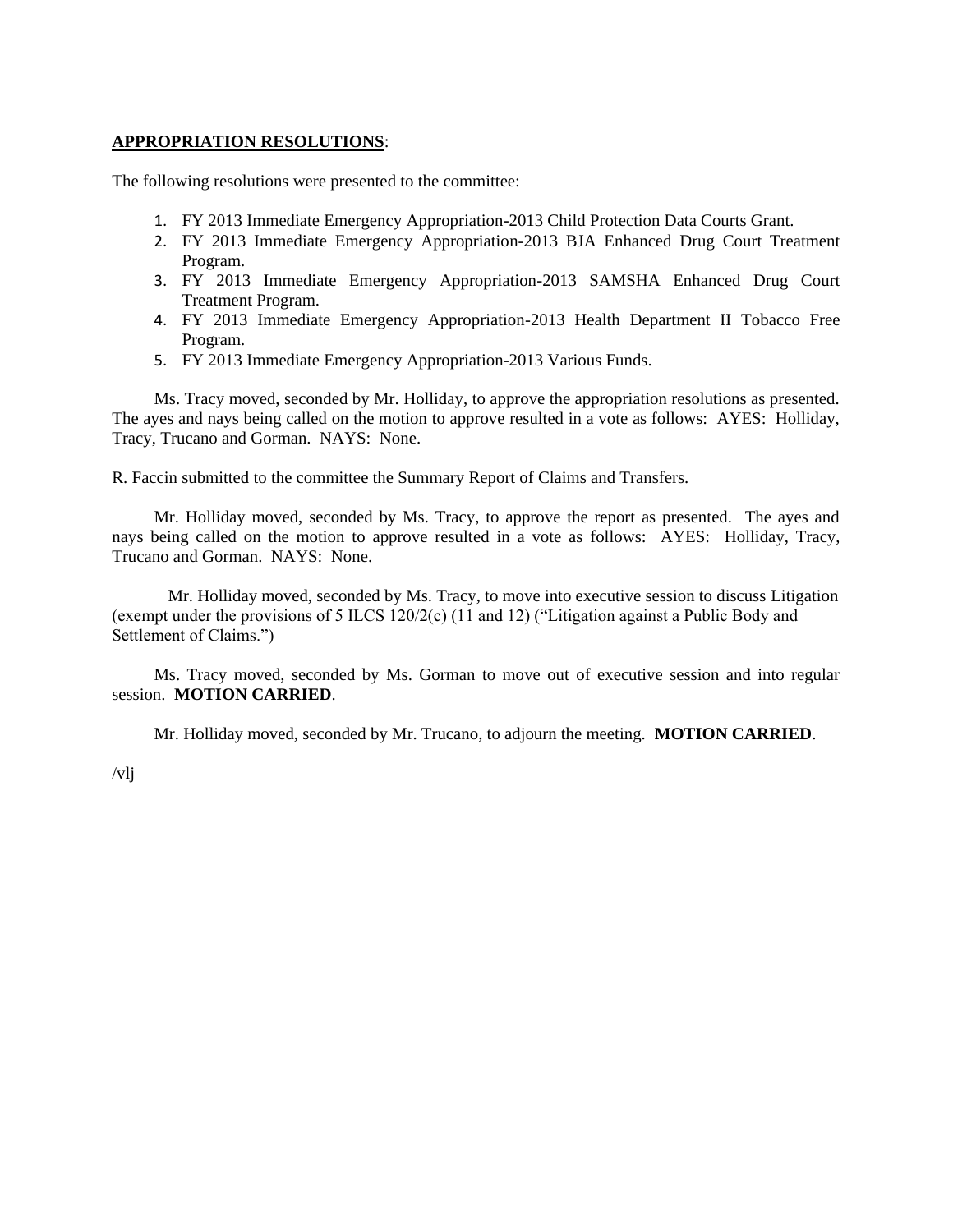**APPROPRIATION RESOLUTIONS**:

The following resolutions were presented to the committee:

1. FY 2013 Immediate Emergency Appropriation-2013 Child Protection Data Courts Grant.
2. FY 2013 Immediate Emergency Appropriation-2013 BJA Enhanced Drug Court Treatment Program.
3. FY 2013 Immediate Emergency Appropriation-2013 SAMSHA Enhanced Drug Court Treatment Program.
4. FY 2013 Immediate Emergency Appropriation-2013 Health Department II Tobacco Free Program.
5. FY 2013 Immediate Emergency Appropriation-2013 Various Funds.

Ms. Tracy moved, seconded by Mr. Holliday, to approve the appropriation resolutions as presented. The ayes and nays being called on the motion to approve resulted in a vote as follows: AYES: Holliday, Tracy, Trucano and Gorman. NAYS: None.

R. Faccin submitted to the committee the Summary Report of Claims and Transfers.

Mr. Holliday moved, seconded by Ms. Tracy, to approve the report as presented. The ayes and nays being called on the motion to approve resulted in a vote as follows: AYES: Holliday, Tracy, Trucano and Gorman. NAYS: None.

Mr. Holliday moved, seconded by Ms. Tracy, to move into executive session to discuss Litigation (exempt under the provisions of 5 ILCS 120/2(c) (11 and 12) ("Litigation against a Public Body and Settlement of Claims.")

Ms. Tracy moved, seconded by Ms. Gorman to move out of executive session and into regular session. **MOTION CARRIED**.

Mr. Holliday moved, seconded by Mr. Trucano, to adjourn the meeting. **MOTION CARRIED**.

/vlj